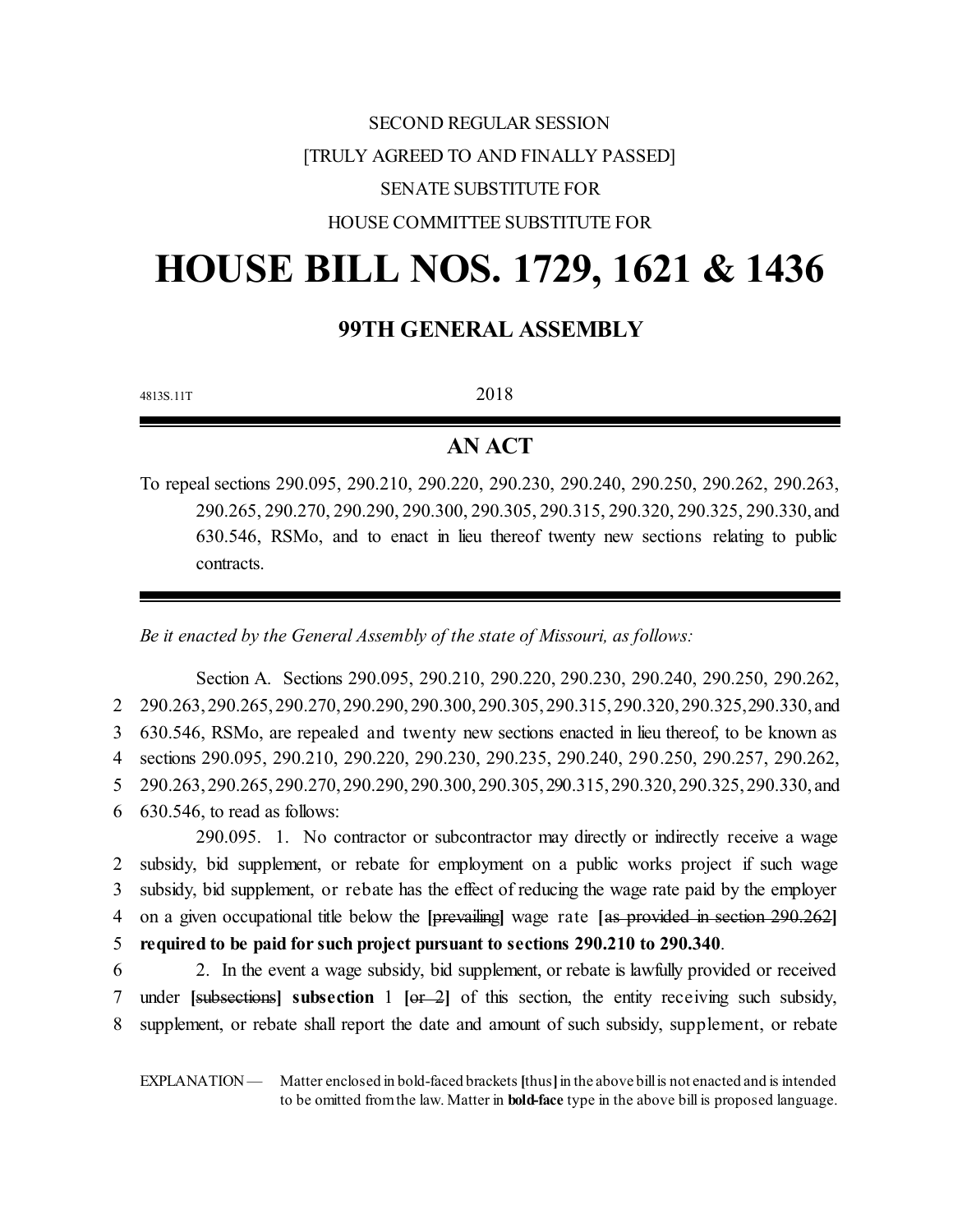SECOND REGULAR SESSION

[TRULY AGREED TO AND FINALLY PASSED]

SENATE SUBSTITUTE FOR

HOUSE COMMITTEE SUBSTITUTE FOR

# HOUSE BILL NOS. 1729, 1621 & 1436

## 99TH GENERAL ASSEMBLY

4813S.11T 2018

## AN ACT

To repeal sections 290.095, 290.210, 290.220, 290.230, 290.240, 290.250, 290.262, 290.263, 290.265, 290.270, 290.290, 290.300, 290.305, 290.315, 290.320, 290.325, 290.330, and 630.546, RSMo, and to enact in lieu thereof twenty new sections relating to public contracts.

*Be it enacted by the General Assembly of the state of Missouri, as follows:*

Section A. Sections 290.095, 290.210, 290.220, 290.230, 290.240, 290.250, 290.262,
2 290.263, 290.265, 290.270, 290.290, 290.300, 290.305, 290.315, 290.320, 290.325, 290.330, and
3 630.546, RSMo, are repealed and twenty new sections enacted in lieu thereof, to be known as
4 sections 290.095, 290.210, 290.220, 290.230, 290.235, 290.240, 290.250, 290.257, 290.262,
5 290.263, 290.265, 290.270, 290.290, 290.300, 290.305, 290.315, 290.320, 290.325, 290.330, and
6 630.546, to read as follows:

290.095. 1. No contractor or subcontractor may directly or indirectly receive a wage
2 subsidy, bid supplement, or rebate for employment on a public works project if such wage
3 subsidy, bid supplement, or rebate has the effect of reducing the wage rate paid by the employer
4 on a given occupational title below the **[**~~prevailing~~**]** wage rate **[**~~as provided in section 290.262~~**]**
5 **required to be paid for such project pursuant to sections 290.210 to 290.340**.

6 2. In the event a wage subsidy, bid supplement, or rebate is lawfully provided or received
7 under **[**~~subsections~~**]** **subsection** 1 **[**~~or 2~~**]** of this section, the entity receiving such subsidy,
8 supplement, or rebate shall report the date and amount of such subsidy, supplement, or rebate

EXPLANATION — Matter enclosed in bold-faced brackets **[**thus**]** in the above bill is not enacted and is intended to be omitted from the law. Matter in **bold-face** type in the above bill is proposed language.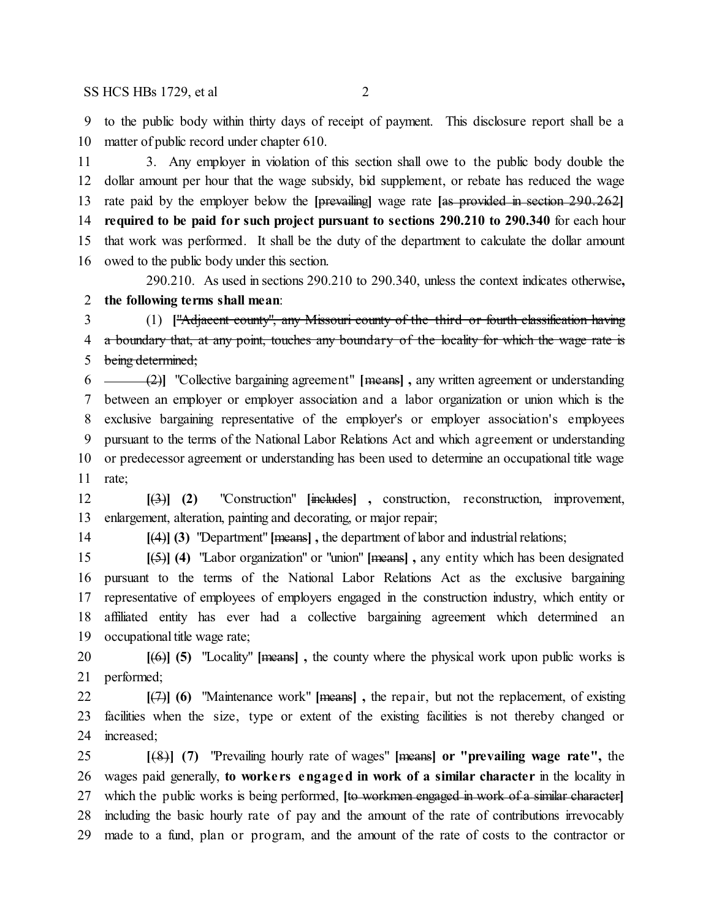to the public body within thirty days of receipt of payment. This disclosure report shall be a matter of public record under chapter 610.

3. Any employer in violation of this section shall owe to the public body double the dollar amount per hour that the wage subsidy, bid supplement, or rebate has reduced the wage rate paid by the employer below the [~~prevailing~~] wage rate [~~as provided in section 290.262~~] **required to be paid for such project pursuant to sections 290.210 to 290.340** for each hour that work was performed. It shall be the duty of the department to calculate the dollar amount owed to the public body under this section.

290.210. As used in sections 290.210 to 290.340, unless the context indicates otherwise**, the following terms shall mean**:

(1) [~~"Adjacent county", any Missouri county of the third or fourth classification having a boundary that, at any point, touches any boundary of the locality for which the wage rate is being determined;~~

~~(2)~~] "Collective bargaining agreement" [~~means~~] **,** any written agreement or understanding between an employer or employer association and a labor organization or union which is the exclusive bargaining representative of the employer's or employer association's employees pursuant to the terms of the National Labor Relations Act and which agreement or understanding or predecessor agreement or understanding has been used to determine an occupational title wage rate;

[~~(3)~~] **(2)** "Construction" [~~includes~~] **,** construction, reconstruction, improvement, enlargement, alteration, painting and decorating, or major repair;

[~~(4)~~] **(3)** "Department" [~~means~~] **,** the department of labor and industrial relations;

[~~(5)~~] **(4)** "Labor organization" or "union" [~~means~~] **,** any entity which has been designated pursuant to the terms of the National Labor Relations Act as the exclusive bargaining representative of employees of employers engaged in the construction industry, which entity or affiliated entity has ever had a collective bargaining agreement which determined an occupational title wage rate;

[~~(6)~~] **(5)** "Locality" [~~means~~] **,** the county where the physical work upon public works is performed;

[~~(7)~~] **(6)** "Maintenance work" [~~means~~] **,** the repair, but not the replacement, of existing facilities when the size, type or extent of the existing facilities is not thereby changed or increased;

[~~(8)~~] **(7)** "Prevailing hourly rate of wages" [~~means~~] **or "prevailing wage rate",** the wages paid generally, **to workers engaged in work of a similar character** in the locality in which the public works is being performed, [~~to workmen engaged in work of a similar character~~] including the basic hourly rate of pay and the amount of the rate of contributions irrevocably made to a fund, plan or program, and the amount of the rate of costs to the contractor or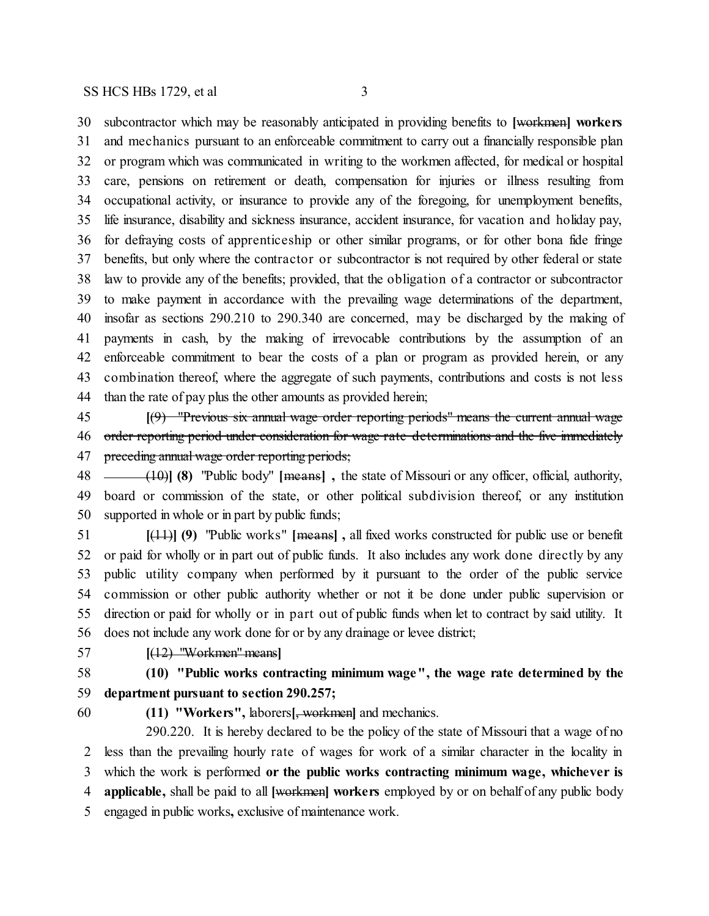30 subcontractor which may be reasonably anticipated in providing benefits to **[**~~workmen~~**] workers**
31 and mechanics pursuant to an enforceable commitment to carry out a financially responsible plan
32 or program which was communicated in writing to the workmen affected, for medical or hospital
33 care, pensions on retirement or death, compensation for injuries or illness resulting from
34 occupational activity, or insurance to provide any of the foregoing, for unemployment benefits,
35 life insurance, disability and sickness insurance, accident insurance, for vacation and holiday pay,
36 for defraying costs of apprenticeship or other similar programs, or for other bona fide fringe
37 benefits, but only where the contractor or subcontractor is not required by other federal or state
38 law to provide any of the benefits; provided, that the obligation of a contractor or subcontractor
39 to make payment in accordance with the prevailing wage determinations of the department,
40 insofar as sections 290.210 to 290.340 are concerned, may be discharged by the making of
41 payments in cash, by the making of irrevocable contributions by the assumption of an
42 enforceable commitment to bear the costs of a plan or program as provided herein, or any
43 combination thereof, where the aggregate of such payments, contributions and costs is not less
44 than the rate of pay plus the other amounts as provided herein;

45 **[**~~(9) "Previous six annual wage order reporting periods" means the current annual wage~~
46 ~~order reporting period under consideration for wage rate determinations and the five immediately~~
47 ~~preceding annual wage order reporting periods;~~

48 ~~(10)~~**] (8)** "Public body" **[**~~means~~**] ,** the state of Missouri or any officer, official, authority,
49 board or commission of the state, or other political subdivision thereof, or any institution
50 supported in whole or in part by public funds;

51 **[**~~(11)~~**] (9)** "Public works" **[**~~means~~**] ,** all fixed works constructed for public use or benefit
52 or paid for wholly or in part out of public funds. It also includes any work done directly by any
53 public utility company when performed by it pursuant to the order of the public service
54 commission or other public authority whether or not it be done under public supervision or
55 direction or paid for wholly or in part out of public funds when let to contract by said utility. It
56 does not include any work done for or by any drainage or levee district;

57 **[**~~(12) "Workmen" means~~**]**

58 **(10) "Public works contracting minimum wage", the wage rate determined by the**
59 **department pursuant to section 290.257;**

60 **(11) "Workers",** laborers**[**~~, workmen~~**]** and mechanics.

290.220. It is hereby declared to be the policy of the state of Missouri that a wage of no
2 less than the prevailing hourly rate of wages for work of a similar character in the locality in
3 which the work is performed **or the public works contracting minimum wage, whichever is**
4 **applicable,** shall be paid to all **[**~~workmen~~**] workers** employed by or on behalf of any public body
5 engaged in public works**,** exclusive of maintenance work.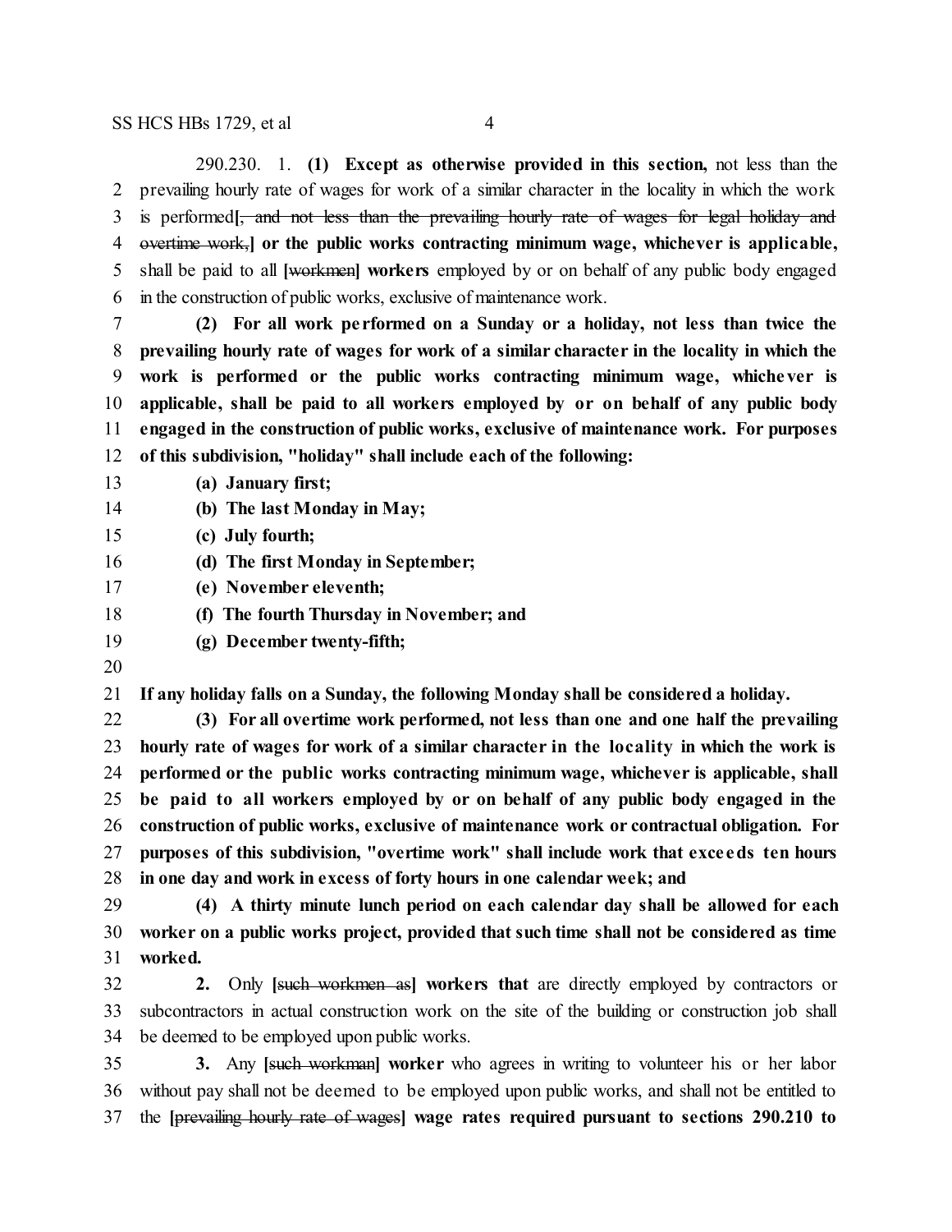290.230. 1. **(1) Except as otherwise provided in this section,** not less than the prevailing hourly rate of wages for work of a similar character in the locality in which the work is performed[~~, and not less than the prevailing hourly rate of wages for legal holiday and overtime work,~~] **or the public works contracting minimum wage, whichever is applicable,** shall be paid to all [~~workmen~~] **workers** employed by or on behalf of any public body engaged in the construction of public works, exclusive of maintenance work.

**(2) For all work performed on a Sunday or a holiday, not less than twice the prevailing hourly rate of wages for work of a similar character in the locality in which the work is performed or the public works contracting minimum wage, whichever is applicable, shall be paid to all workers employed by or on behalf of any public body engaged in the construction of public works, exclusive of maintenance work. For purposes of this subdivision, "holiday" shall include each of the following:**

**(a) January first;**

**(b) The last Monday in May;**

**(c) July fourth;**

**(d) The first Monday in September;**

**(e) November eleventh;**

**(f) The fourth Thursday in November; and**

**(g) December twenty-fifth;**

**If any holiday falls on a Sunday, the following Monday shall be considered a holiday.**

**(3) For all overtime work performed, not less than one and one half the prevailing hourly rate of wages for work of a similar character in the locality in which the work is performed or the public works contracting minimum wage, whichever is applicable, shall be paid to all workers employed by or on behalf of any public body engaged in the construction of public works, exclusive of maintenance work or contractual obligation. For purposes of this subdivision, "overtime work" shall include work that exceeds ten hours in one day and work in excess of forty hours in one calendar week; and**

**(4) A thirty minute lunch period on each calendar day shall be allowed for each worker on a public works project, provided that such time shall not be considered as time worked.**

**2.** Only [~~such workmen as~~] **workers that** are directly employed by contractors or subcontractors in actual construction work on the site of the building or construction job shall be deemed to be employed upon public works.

**3.** Any [~~such workman~~] **worker** who agrees in writing to volunteer his or her labor without pay shall not be deemed to be employed upon public works, and shall not be entitled to the [~~prevailing hourly rate of wages~~] **wage rates required pursuant to sections 290.210 to**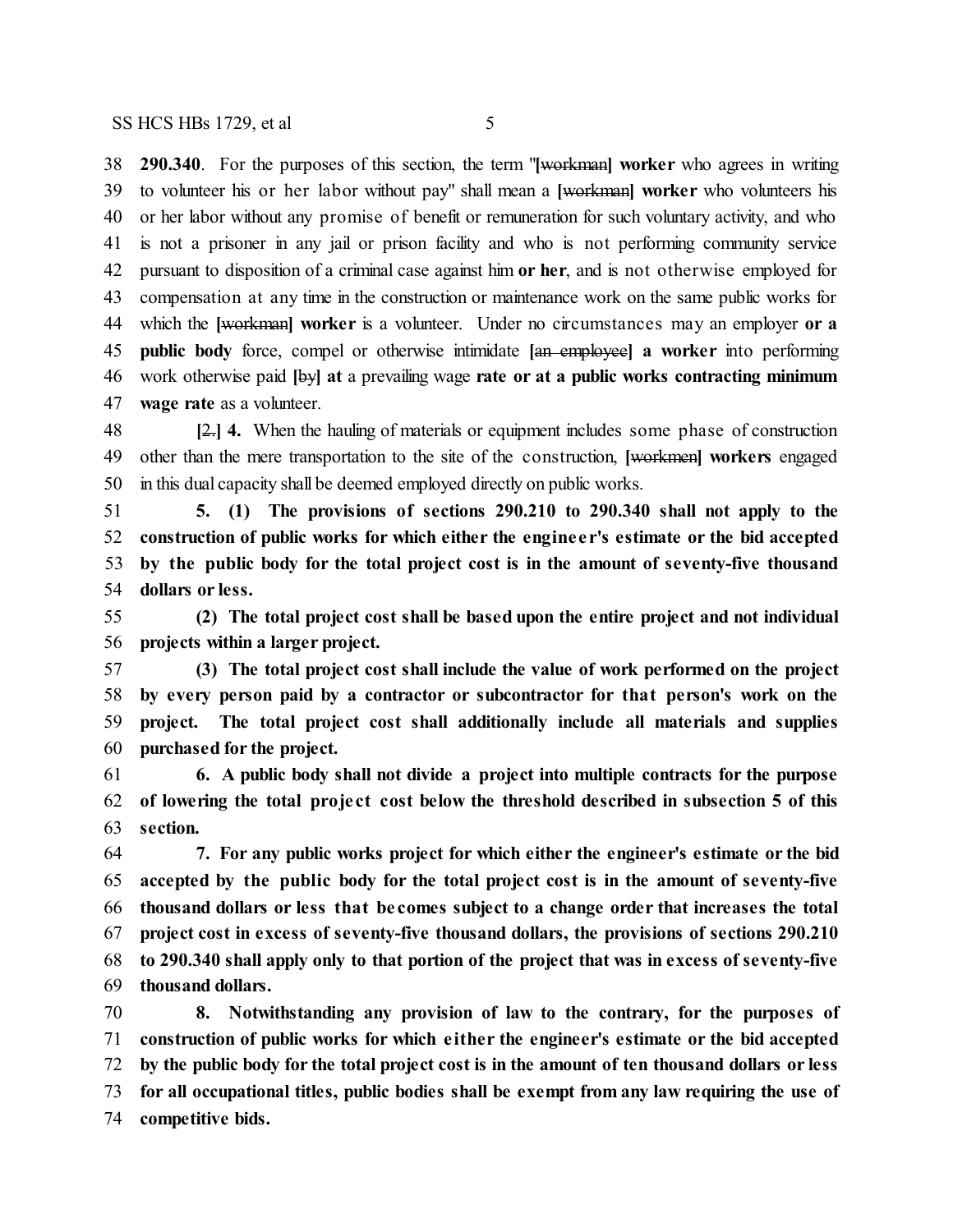**290.340**. For the purposes of this section, the term "[~~workman~~] **worker** who agrees in writing to volunteer his or her labor without pay" shall mean a [~~workman~~] **worker** who volunteers his or her labor without any promise of benefit or remuneration for such voluntary activity, and who is not a prisoner in any jail or prison facility and who is not performing community service pursuant to disposition of a criminal case against him **or her**, and is not otherwise employed for compensation at any time in the construction or maintenance work on the same public works for which the [~~workman~~] **worker** is a volunteer. Under no circumstances may an employer **or a public body** force, compel or otherwise intimidate [~~an employee~~] **a worker** into performing work otherwise paid [~~by~~] **at** a prevailing wage **rate or at a public works contracting minimum wage rate** as a volunteer.

[~~2.~~] **4.** When the hauling of materials or equipment includes some phase of construction other than the mere transportation to the site of the construction, [~~workmen~~] **workers** engaged in this dual capacity shall be deemed employed directly on public works.

**5. (1) The provisions of sections 290.210 to 290.340 shall not apply to the construction of public works for which either the engineer's estimate or the bid accepted by the public body for the total project cost is in the amount of seventy-five thousand dollars or less.**

**(2) The total project cost shall be based upon the entire project and not individual projects within a larger project.**

**(3) The total project cost shall include the value of work performed on the project by every person paid by a contractor or subcontractor for that person's work on the project. The total project cost shall additionally include all materials and supplies purchased for the project.**

**6. A public body shall not divide a project into multiple contracts for the purpose of lowering the total project cost below the threshold described in subsection 5 of this section.**

**7. For any public works project for which either the engineer's estimate or the bid accepted by the public body for the total project cost is in the amount of seventy-five thousand dollars or less that becomes subject to a change order that increases the total project cost in excess of seventy-five thousand dollars, the provisions of sections 290.210 to 290.340 shall apply only to that portion of the project that was in excess of seventy-five thousand dollars.**

**8. Notwithstanding any provision of law to the contrary, for the purposes of construction of public works for which either the engineer's estimate or the bid accepted by the public body for the total project cost is in the amount of ten thousand dollars or less for all occupational titles, public bodies shall be exempt from any law requiring the use of competitive bids.**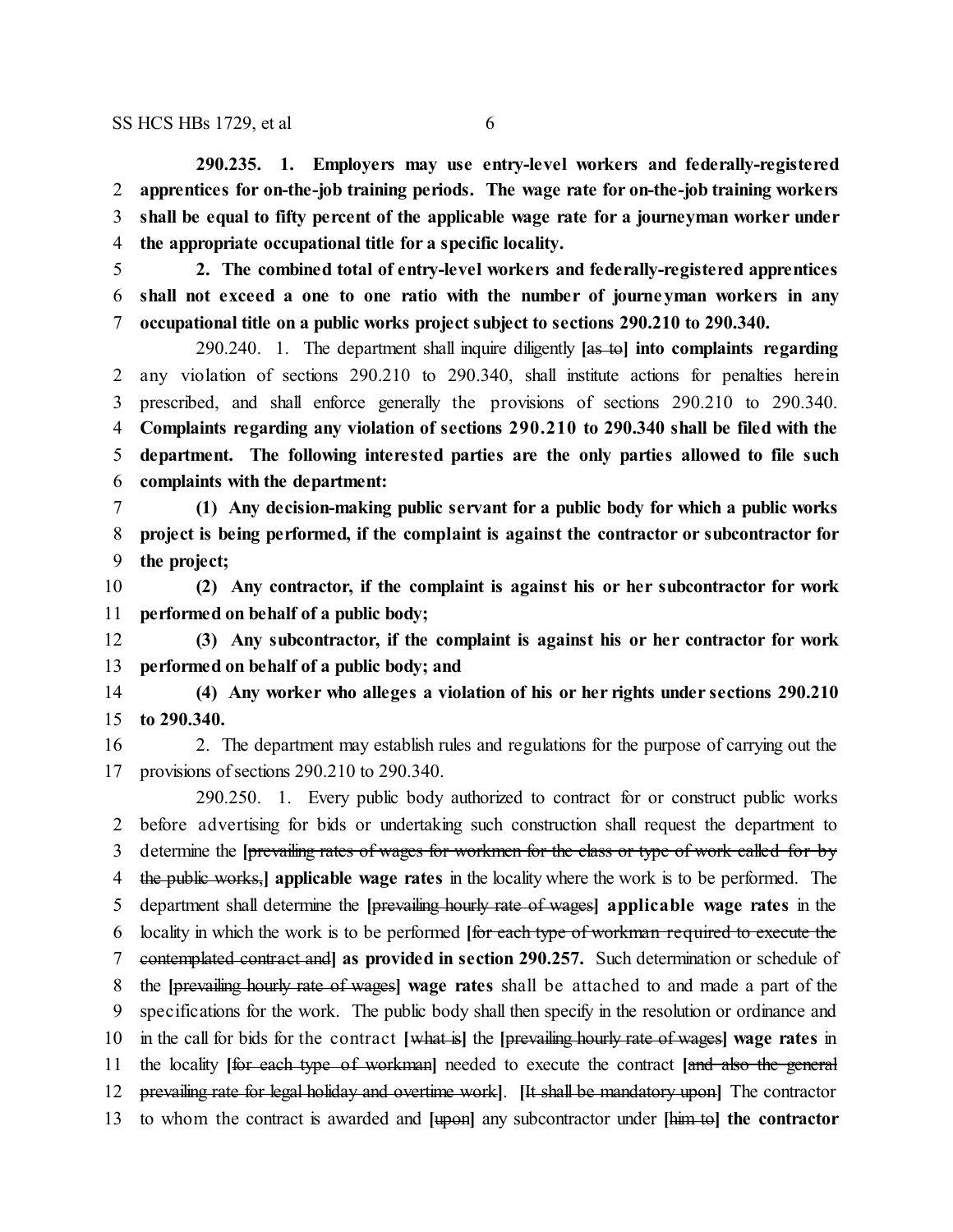**290.235. 1. Employers may use entry-level workers and federally-registered apprentices for on-the-job training periods. The wage rate for on-the-job training workers shall be equal to fifty percent of the applicable wage rate for a journeyman worker under the appropriate occupational title for a specific locality.**

**2. The combined total of entry-level workers and federally-registered apprentices shall not exceed a one to one ratio with the number of journeyman workers in any occupational title on a public works project subject to sections 290.210 to 290.340.**

290.240. 1. The department shall inquire diligently **[**~~as to~~**] into complaints regarding** any violation of sections 290.210 to 290.340, shall institute actions for penalties herein prescribed, and shall enforce generally the provisions of sections 290.210 to 290.340. **Complaints regarding any violation of sections 290.210 to 290.340 shall be filed with the department. The following interested parties are the only parties allowed to file such complaints with the department:**

**(1) Any decision-making public servant for a public body for which a public works project is being performed, if the complaint is against the contractor or subcontractor for the project;**

**(2) Any contractor, if the complaint is against his or her subcontractor for work performed on behalf of a public body;**

**(3) Any subcontractor, if the complaint is against his or her contractor for work performed on behalf of a public body; and**

**(4) Any worker who alleges a violation of his or her rights under sections 290.210 to 290.340.**

2. The department may establish rules and regulations for the purpose of carrying out the provisions of sections 290.210 to 290.340.

290.250. 1. Every public body authorized to contract for or construct public works before advertising for bids or undertaking such construction shall request the department to determine the **[**~~prevailing rates of wages for workmen for the class or type of work called for by the public works,~~**] applicable wage rates** in the locality where the work is to be performed. The department shall determine the **[**~~prevailing hourly rate of wages~~**] applicable wage rates** in the locality in which the work is to be performed **[**~~for each type of workman required to execute the contemplated contract and~~**] as provided in section 290.257.** Such determination or schedule of the **[**~~prevailing hourly rate of wages~~**] wage rates** shall be attached to and made a part of the specifications for the work. The public body shall then specify in the resolution or ordinance and in the call for bids for the contract **[**~~what is~~**]** the **[**~~prevailing hourly rate of wages~~**] wage rates** in the locality **[**~~for each type of workman~~**]** needed to execute the contract **[**~~and also the general prevailing rate for legal holiday and overtime work~~**]**. **[**~~It shall be mandatory upon~~**]** The contractor to whom the contract is awarded and **[**~~upon~~**]** any subcontractor under **[**~~him to~~**] the contractor**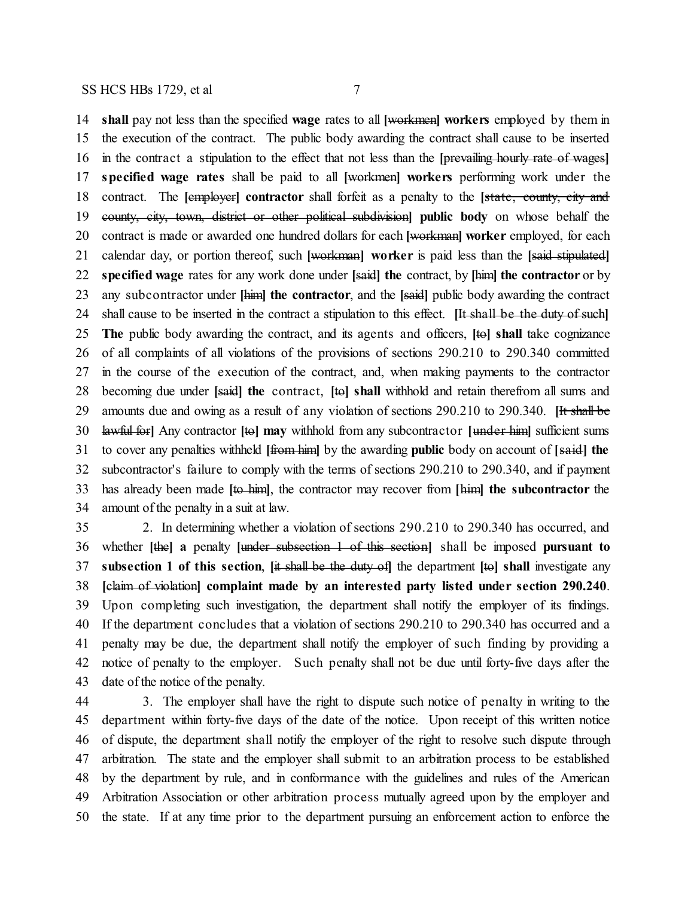**shall** pay not less than the specified **wage** rates to all [~~workmen~~] **workers** employed by them in the execution of the contract. The public body awarding the contract shall cause to be inserted in the contract a stipulation to the effect that not less than the [~~prevailing hourly rate of wages~~] **specified wage rates** shall be paid to all [~~workmen~~] **workers** performing work under the contract. The [~~employer~~] **contractor** shall forfeit as a penalty to the [~~state, county, city and county, city, town, district or other political subdivision~~] **public body** on whose behalf the contract is made or awarded one hundred dollars for each [~~workman~~] **worker** employed, for each calendar day, or portion thereof, such [~~workman~~] **worker** is paid less than the [~~said stipulated~~] **specified wage** rates for any work done under [~~said~~] **the** contract, by [~~him~~] **the contractor** or by any subcontractor under [~~him~~] **the contractor**, and the [~~said~~] public body awarding the contract shall cause to be inserted in the contract a stipulation to this effect. [~~It shall be the duty of such~~] **The** public body awarding the contract, and its agents and officers, [~~to~~] **shall** take cognizance of all complaints of all violations of the provisions of sections 290.210 to 290.340 committed in the course of the execution of the contract, and, when making payments to the contractor becoming due under [~~said~~] **the** contract, [~~to~~] **shall** withhold and retain therefrom all sums and amounts due and owing as a result of any violation of sections 290.210 to 290.340. [~~It shall be lawful for~~] Any contractor [~~to~~] **may** withhold from any subcontractor [~~under him~~] sufficient sums to cover any penalties withheld [~~from him~~] by the awarding **public** body on account of [~~said~~] **the** subcontractor's failure to comply with the terms of sections 290.210 to 290.340, and if payment has already been made [~~to him~~], the contractor may recover from [~~him~~] **the subcontractor** the amount of the penalty in a suit at law.

2. In determining whether a violation of sections 290.210 to 290.340 has occurred, and whether [~~the~~] **a** penalty [~~under subsection 1 of this section~~] shall be imposed **pursuant to subsection 1 of this section**, [~~it shall be the duty of~~] the department [~~to~~] **shall** investigate any [~~claim of violation~~] **complaint made by an interested party listed under section 290.240**. Upon completing such investigation, the department shall notify the employer of its findings. If the department concludes that a violation of sections 290.210 to 290.340 has occurred and a penalty may be due, the department shall notify the employer of such finding by providing a notice of penalty to the employer. Such penalty shall not be due until forty-five days after the date of the notice of the penalty.

3. The employer shall have the right to dispute such notice of penalty in writing to the department within forty-five days of the date of the notice. Upon receipt of this written notice of dispute, the department shall notify the employer of the right to resolve such dispute through arbitration. The state and the employer shall submit to an arbitration process to be established by the department by rule, and in conformance with the guidelines and rules of the American Arbitration Association or other arbitration process mutually agreed upon by the employer and the state. If at any time prior to the department pursuing an enforcement action to enforce the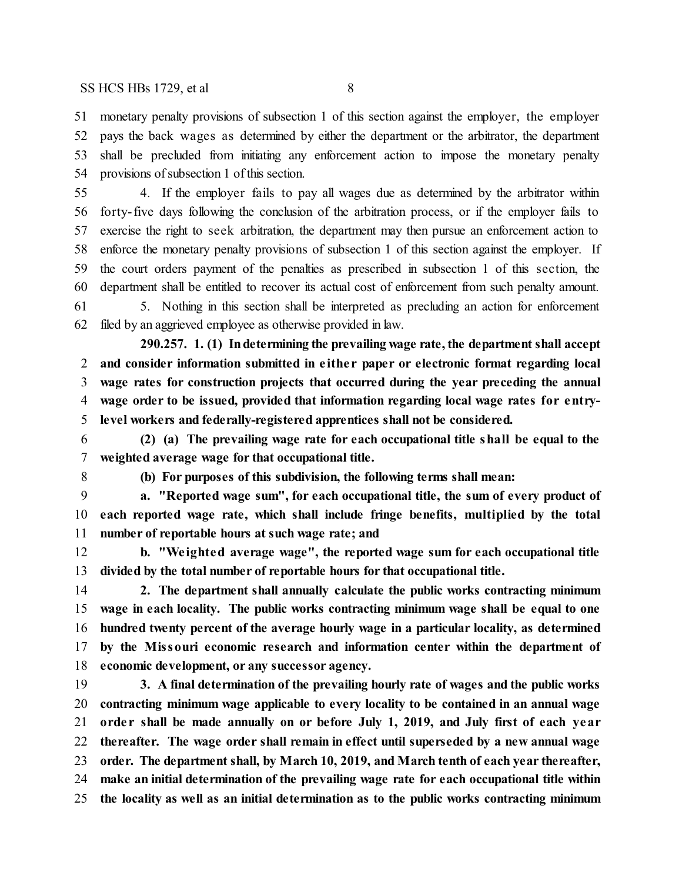monetary penalty provisions of subsection 1 of this section against the employer, the employer pays the back wages as determined by either the department or the arbitrator, the department shall be precluded from initiating any enforcement action to impose the monetary penalty provisions of subsection 1 of this section.

4. If the employer fails to pay all wages due as determined by the arbitrator within forty-five days following the conclusion of the arbitration process, or if the employer fails to exercise the right to seek arbitration, the department may then pursue an enforcement action to enforce the monetary penalty provisions of subsection 1 of this section against the employer. If the court orders payment of the penalties as prescribed in subsection 1 of this section, the department shall be entitled to recover its actual cost of enforcement from such penalty amount.

5. Nothing in this section shall be interpreted as precluding an action for enforcement filed by an aggrieved employee as otherwise provided in law.

**290.257. 1. (1) In determining the prevailing wage rate, the department shall accept and consider information submitted in either paper or electronic format regarding local wage rates for construction projects that occurred during the year preceding the annual wage order to be issued, provided that information regarding local wage rates for entry-level workers and federally-registered apprentices shall not be considered.**

**(2) (a) The prevailing wage rate for each occupational title shall be equal to the weighted average wage for that occupational title.**

**(b) For purposes of this subdivision, the following terms shall mean:**

**a. "Reported wage sum", for each occupational title, the sum of every product of each reported wage rate, which shall include fringe benefits, multiplied by the total number of reportable hours at such wage rate; and**

**b. "Weighted average wage", the reported wage sum for each occupational title divided by the total number of reportable hours for that occupational title.**

**2. The department shall annually calculate the public works contracting minimum wage in each locality. The public works contracting minimum wage shall be equal to one hundred twenty percent of the average hourly wage in a particular locality, as determined by the Missouri economic research and information center within the department of economic development, or any successor agency.**

**3. A final determination of the prevailing hourly rate of wages and the public works contracting minimum wage applicable to every locality to be contained in an annual wage order shall be made annually on or before July 1, 2019, and July first of each year thereafter. The wage order shall remain in effect until superseded by a new annual wage order. The department shall, by March 10, 2019, and March tenth of each year thereafter, make an initial determination of the prevailing wage rate for each occupational title within the locality as well as an initial determination as to the public works contracting minimum**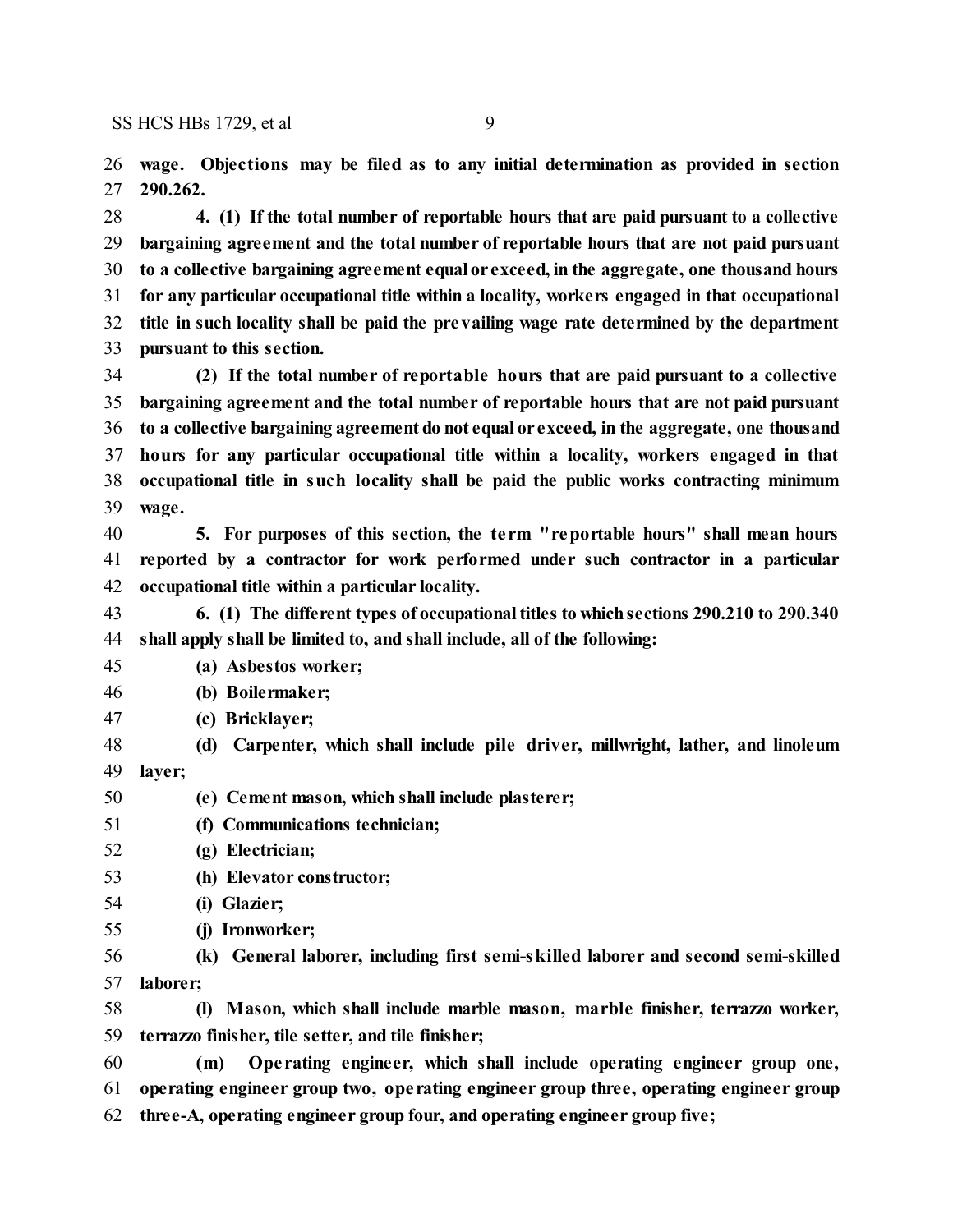**wage. Objections may be filed as to any initial determination as provided in section 290.262.**

**4. (1) If the total number of reportable hours that are paid pursuant to a collective bargaining agreement and the total number of reportable hours that are not paid pursuant to a collective bargaining agreement equal or exceed, in the aggregate, one thousand hours for any particular occupational title within a locality, workers engaged in that occupational title in such locality shall be paid the prevailing wage rate determined by the department pursuant to this section.**

**(2) If the total number of reportable hours that are paid pursuant to a collective bargaining agreement and the total number of reportable hours that are not paid pursuant to a collective bargaining agreement do not equal or exceed, in the aggregate, one thousand hours for any particular occupational title within a locality, workers engaged in that occupational title in such locality shall be paid the public works contracting minimum wage.**

**5. For purposes of this section, the term "reportable hours" shall mean hours reported by a contractor for work performed under such contractor in a particular occupational title within a particular locality.**

**6. (1) The different types of occupational titles to which sections 290.210 to 290.340 shall apply shall be limited to, and shall include, all of the following:**

**(a) Asbestos worker;**

**(b) Boilermaker;**

**(c) Bricklayer;**

**(d) Carpenter, which shall include pile driver, millwright, lather, and linoleum layer;**

**(e) Cement mason, which shall include plasterer;**

**(f) Communications technician;**

**(g) Electrician;**

**(h) Elevator constructor;**

**(i) Glazier;**

**(j) Ironworker;**

**(k) General laborer, including first semi-skilled laborer and second semi-skilled laborer;**

**(l) Mason, which shall include marble mason, marble finisher, terrazzo worker, terrazzo finisher, tile setter, and tile finisher;**

**(m) Operating engineer, which shall include operating engineer group one, operating engineer group two, operating engineer group three, operating engineer group three-A, operating engineer group four, and operating engineer group five;**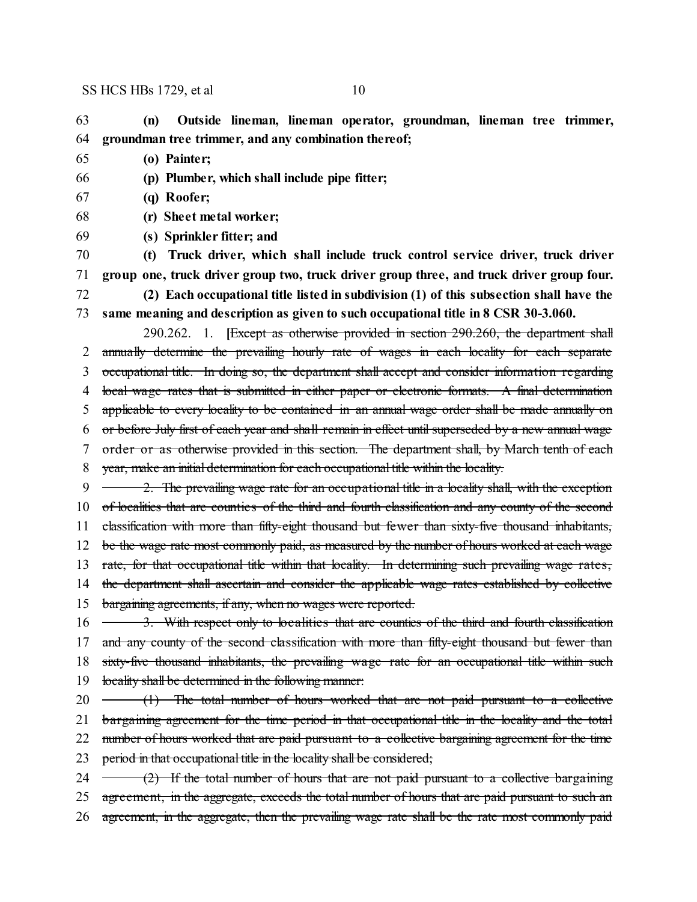63 **(n) Outside lineman, lineman operator, groundman, lineman tree trimmer,**
64 **groundman tree trimmer, and any combination thereof;**
65 **(o) Painter;**
66 **(p) Plumber, which shall include pipe fitter;**
67 **(q) Roofer;**
68 **(r) Sheet metal worker;**
69 **(s) Sprinkler fitter; and**
70 **(t) Truck driver, which shall include truck control service driver, truck driver**
71 **group one, truck driver group two, truck driver group three, and truck driver group four.**
72 **(2) Each occupational title listed in subdivision (1) of this subsection shall have the**
73 **same meaning and description as given to such occupational title in 8 CSR 30-3.060.**

290.262. 1. **[**~~Except as otherwise provided in section 290.260, the department shall~~
2 ~~annually determine the prevailing hourly rate of wages in each locality for each separate~~
3 ~~occupational title. In doing so, the department shall accept and consider information regarding~~
4 ~~local wage rates that is submitted in either paper or electronic formats. A final determination~~
5 ~~applicable to every locality to be contained in an annual wage order shall be made annually on~~
6 ~~or before July first of each year and shall remain in effect until superseded by a new annual wage~~
7 ~~order or as otherwise provided in this section. The department shall, by March tenth of each~~
8 ~~year, make an initial determination for each occupational title within the locality.~~
9 ~~2. The prevailing wage rate for an occupational title in a locality shall, with the exception~~
10 ~~of localities that are counties of the third and fourth classification and any county of the second~~
11 ~~classification with more than fifty-eight thousand but fewer than sixty-five thousand inhabitants,~~
12 ~~be the wage rate most commonly paid, as measured by the number of hours worked at each wage~~
13 ~~rate, for that occupational title within that locality. In determining such prevailing wage rates,~~
14 ~~the department shall ascertain and consider the applicable wage rates established by collective~~
15 ~~bargaining agreements, if any, when no wages were reported.~~
16 ~~3. With respect only to localities that are counties of the third and fourth classification~~
17 ~~and any county of the second classification with more than fifty-eight thousand but fewer than~~
18 ~~sixty-five thousand inhabitants, the prevailing wage rate for an occupational title within such~~
19 ~~locality shall be determined in the following manner:~~
20 ~~(1) The total number of hours worked that are not paid pursuant to a collective~~
21 ~~bargaining agreement for the time period in that occupational title in the locality and the total~~
22 ~~number of hours worked that are paid pursuant to a collective bargaining agreement for the time~~
23 ~~period in that occupational title in the locality shall be considered;~~
24 ~~(2) If the total number of hours that are not paid pursuant to a collective bargaining~~
25 ~~agreement, in the aggregate, exceeds the total number of hours that are paid pursuant to such an~~
26 ~~agreement, in the aggregate, then the prevailing wage rate shall be the rate most commonly paid~~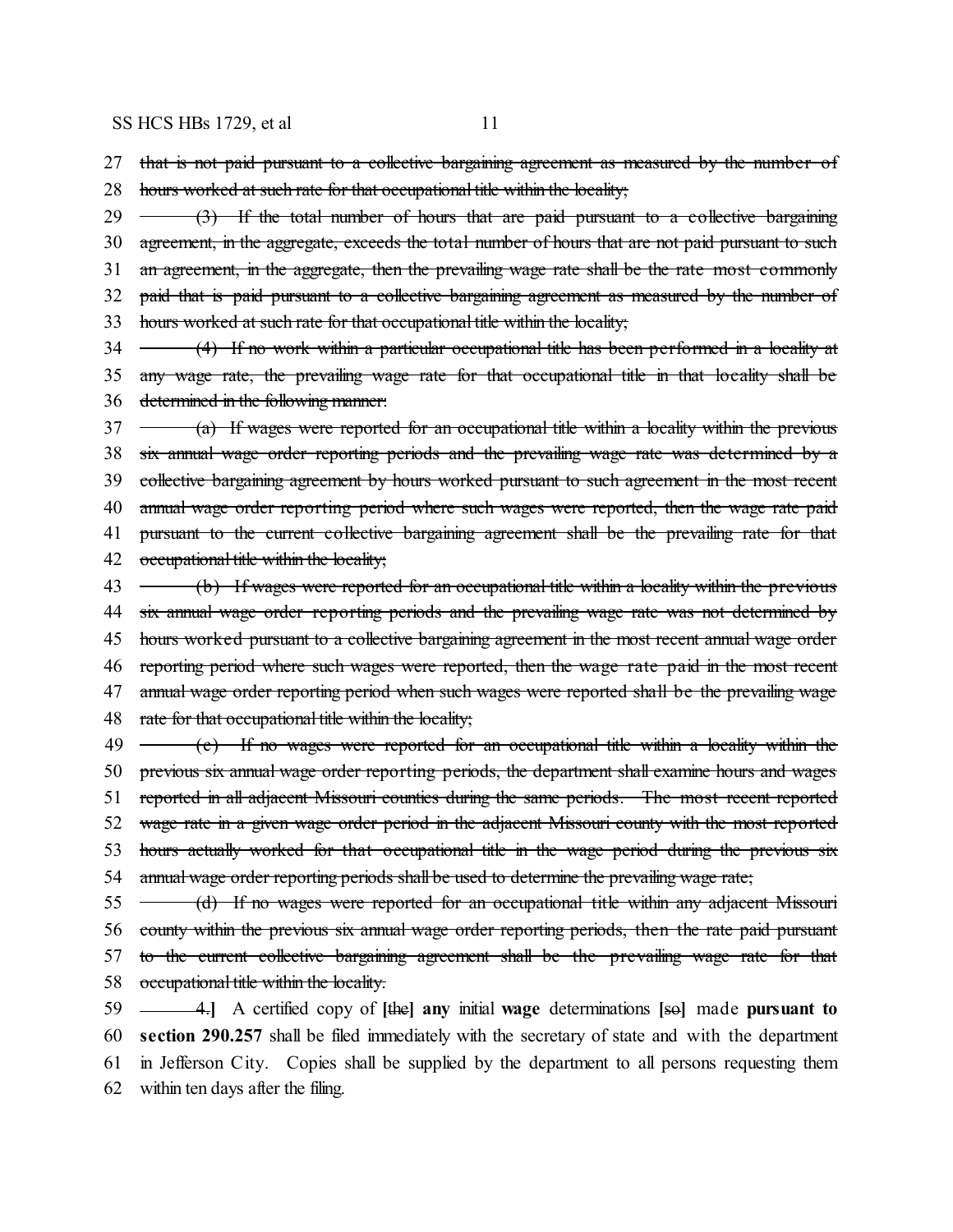~~that is not paid pursuant to a collective bargaining agreement as measured by the number of hours worked at such rate for that occupational title within the locality;~~

~~(3) If the total number of hours that are paid pursuant to a collective bargaining agreement, in the aggregate, exceeds the total number of hours that are not paid pursuant to such an agreement, in the aggregate, then the prevailing wage rate shall be the rate most commonly paid that is paid pursuant to a collective bargaining agreement as measured by the number of hours worked at such rate for that occupational title within the locality;~~

~~(4) If no work within a particular occupational title has been performed in a locality at any wage rate, the prevailing wage rate for that occupational title in that locality shall be determined in the following manner:~~

~~(a) If wages were reported for an occupational title within a locality within the previous six annual wage order reporting periods and the prevailing wage rate was determined by a collective bargaining agreement by hours worked pursuant to such agreement in the most recent annual wage order reporting period where such wages were reported, then the wage rate paid pursuant to the current collective bargaining agreement shall be the prevailing rate for that occupational title within the locality;~~

~~(b) If wages were reported for an occupational title within a locality within the previous six annual wage order reporting periods and the prevailing wage rate was not determined by hours worked pursuant to a collective bargaining agreement in the most recent annual wage order reporting period where such wages were reported, then the wage rate paid in the most recent annual wage order reporting period when such wages were reported shall be the prevailing wage rate for that occupational title within the locality;~~

~~(c) If no wages were reported for an occupational title within a locality within the previous six annual wage order reporting periods, the department shall examine hours and wages reported in all adjacent Missouri counties during the same periods. The most recent reported wage rate in a given wage order period in the adjacent Missouri county with the most reported hours actually worked for that occupational title in the wage period during the previous six annual wage order reporting periods shall be used to determine the prevailing wage rate;~~

~~(d) If no wages were reported for an occupational title within any adjacent Missouri county within the previous six annual wage order reporting periods, then the rate paid pursuant to the current collective bargaining agreement shall be the prevailing wage rate for that occupational title within the locality.~~

~~4.~~**]** A certified copy of **[**~~the~~**] any** initial **wage** determinations **[**~~so~~**]** made **pursuant to section 290.257** shall be filed immediately with the secretary of state and with the department in Jefferson City. Copies shall be supplied by the department to all persons requesting them within ten days after the filing.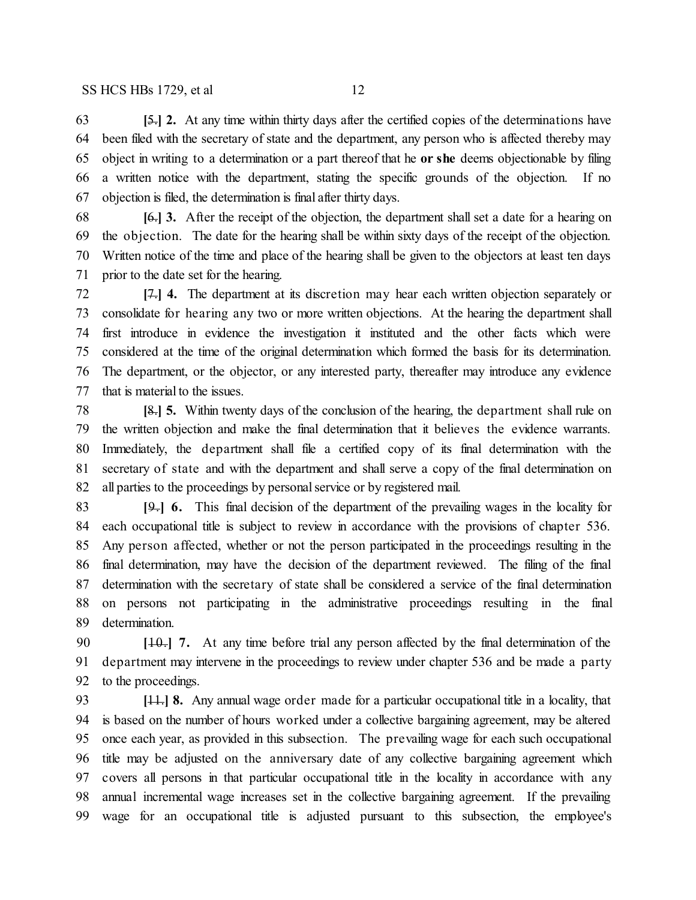[~~5.~~] **2.** At any time within thirty days after the certified copies of the determinations have been filed with the secretary of state and the department, any person who is affected thereby may object in writing to a determination or a part thereof that he **or she** deems objectionable by filing a written notice with the department, stating the specific grounds of the objection. If no objection is filed, the determination is final after thirty days.

[~~6.~~] **3.** After the receipt of the objection, the department shall set a date for a hearing on the objection. The date for the hearing shall be within sixty days of the receipt of the objection. Written notice of the time and place of the hearing shall be given to the objectors at least ten days prior to the date set for the hearing.

[~~7.~~] **4.** The department at its discretion may hear each written objection separately or consolidate for hearing any two or more written objections. At the hearing the department shall first introduce in evidence the investigation it instituted and the other facts which were considered at the time of the original determination which formed the basis for its determination. The department, or the objector, or any interested party, thereafter may introduce any evidence that is material to the issues.

[~~8.~~] **5.** Within twenty days of the conclusion of the hearing, the department shall rule on the written objection and make the final determination that it believes the evidence warrants. Immediately, the department shall file a certified copy of its final determination with the secretary of state and with the department and shall serve a copy of the final determination on all parties to the proceedings by personal service or by registered mail.

[~~9.~~] **6.** This final decision of the department of the prevailing wages in the locality for each occupational title is subject to review in accordance with the provisions of chapter 536. Any person affected, whether or not the person participated in the proceedings resulting in the final determination, may have the decision of the department reviewed. The filing of the final determination with the secretary of state shall be considered a service of the final determination on persons not participating in the administrative proceedings resulting in the final determination.

[~~10.~~] **7.** At any time before trial any person affected by the final determination of the department may intervene in the proceedings to review under chapter 536 and be made a party to the proceedings.

[~~11.~~] **8.** Any annual wage order made for a particular occupational title in a locality, that is based on the number of hours worked under a collective bargaining agreement, may be altered once each year, as provided in this subsection. The prevailing wage for each such occupational title may be adjusted on the anniversary date of any collective bargaining agreement which covers all persons in that particular occupational title in the locality in accordance with any annual incremental wage increases set in the collective bargaining agreement. If the prevailing wage for an occupational title is adjusted pursuant to this subsection, the employee's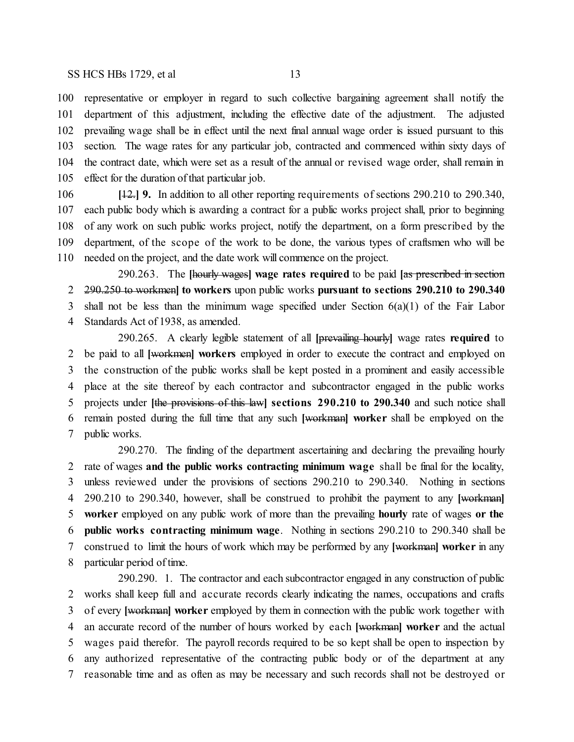100 representative or employer in regard to such collective bargaining agreement shall notify the
101 department of this adjustment, including the effective date of the adjustment. The adjusted
102 prevailing wage shall be in effect until the next final annual wage order is issued pursuant to this
103 section. The wage rates for any particular job, contracted and commenced within sixty days of
104 the contract date, which were set as a result of the annual or revised wage order, shall remain in
105 effect for the duration of that particular job.

106 [~~12.~~] **9.** In addition to all other reporting requirements of sections 290.210 to 290.340,
107 each public body which is awarding a contract for a public works project shall, prior to beginning
108 of any work on such public works project, notify the department, on a form prescribed by the
109 department, of the scope of the work to be done, the various types of craftsmen who will be
110 needed on the project, and the date work will commence on the project.

290.263. The [~~hourly wages~~] **wage rates required** to be paid [~~as prescribed in section~~
2 ~~290.250 to workmen~~] **to workers** upon public works **pursuant to sections 290.210 to 290.340**
3 shall not be less than the minimum wage specified under Section 6(a)(1) of the Fair Labor
4 Standards Act of 1938, as amended.

290.265. A clearly legible statement of all [~~prevailing hourly~~] wage rates **required** to
2 be paid to all [~~workmen~~] **workers** employed in order to execute the contract and employed on
3 the construction of the public works shall be kept posted in a prominent and easily accessible
4 place at the site thereof by each contractor and subcontractor engaged in the public works
5 projects under [~~the provisions of this law~~] **sections 290.210 to 290.340** and such notice shall
6 remain posted during the full time that any such [~~workman~~] **worker** shall be employed on the
7 public works.

290.270. The finding of the department ascertaining and declaring the prevailing hourly
2 rate of wages **and the public works contracting minimum wage** shall be final for the locality,
3 unless reviewed under the provisions of sections 290.210 to 290.340. Nothing in sections
4 290.210 to 290.340, however, shall be construed to prohibit the payment to any [~~workman~~]
5 **worker** employed on any public work of more than the prevailing **hourly** rate of wages **or the**
6 **public works contracting minimum wage**. Nothing in sections 290.210 to 290.340 shall be
7 construed to limit the hours of work which may be performed by any [~~workman~~] **worker** in any
8 particular period of time.

290.290. 1. The contractor and each subcontractor engaged in any construction of public
2 works shall keep full and accurate records clearly indicating the names, occupations and crafts
3 of every [~~workman~~] **worker** employed by them in connection with the public work together with
4 an accurate record of the number of hours worked by each [~~workman~~] **worker** and the actual
5 wages paid therefor. The payroll records required to be so kept shall be open to inspection by
6 any authorized representative of the contracting public body or of the department at any
7 reasonable time and as often as may be necessary and such records shall not be destroyed or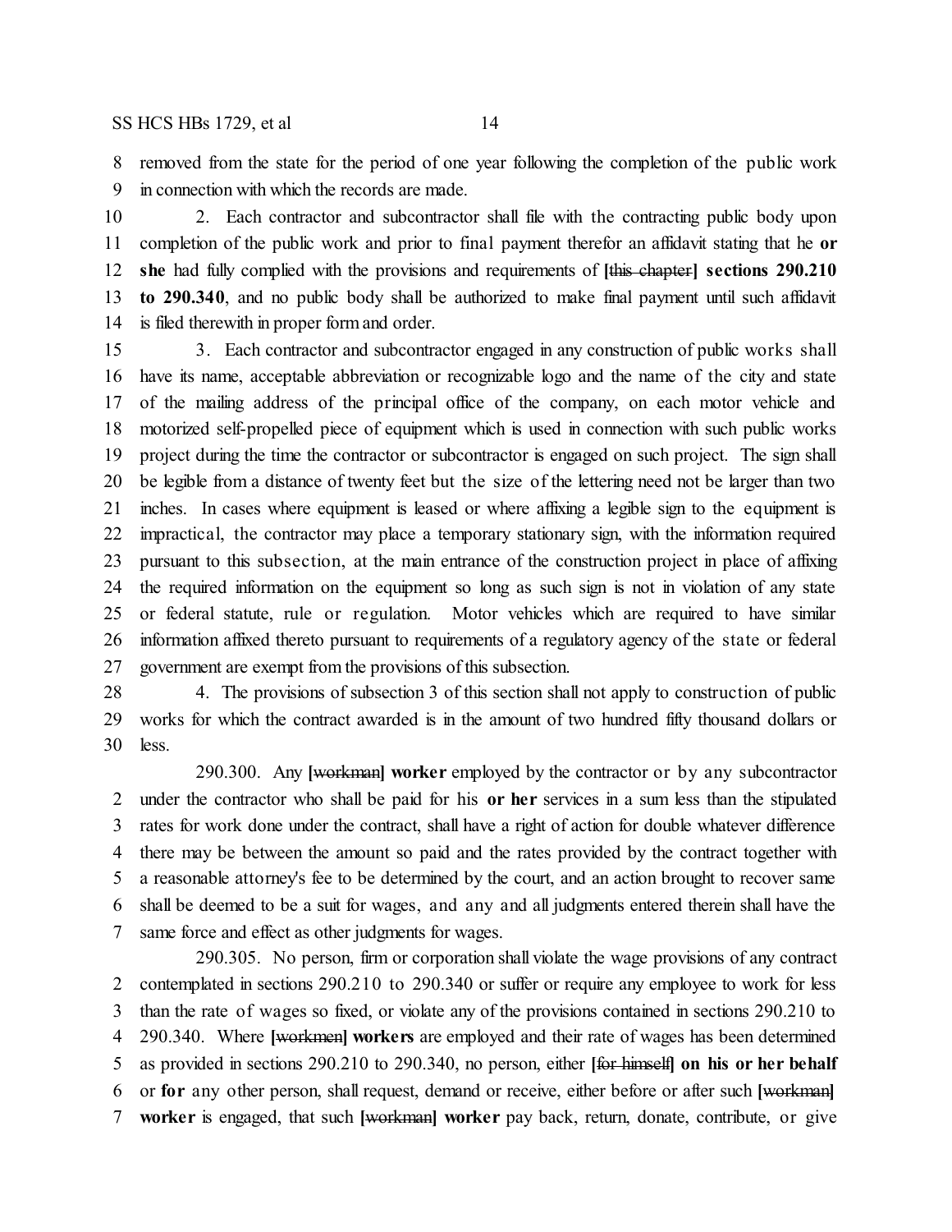removed from the state for the period of one year following the completion of the public work in connection with which the records are made.

2. Each contractor and subcontractor shall file with the contracting public body upon completion of the public work and prior to final payment therefor an affidavit stating that he **or she** had fully complied with the provisions and requirements of [~~this chapter~~] **sections 290.210 to 290.340**, and no public body shall be authorized to make final payment until such affidavit is filed therewith in proper form and order.

3. Each contractor and subcontractor engaged in any construction of public works shall have its name, acceptable abbreviation or recognizable logo and the name of the city and state of the mailing address of the principal office of the company, on each motor vehicle and motorized self-propelled piece of equipment which is used in connection with such public works project during the time the contractor or subcontractor is engaged on such project. The sign shall be legible from a distance of twenty feet but the size of the lettering need not be larger than two inches. In cases where equipment is leased or where affixing a legible sign to the equipment is impractical, the contractor may place a temporary stationary sign, with the information required pursuant to this subsection, at the main entrance of the construction project in place of affixing the required information on the equipment so long as such sign is not in violation of any state or federal statute, rule or regulation. Motor vehicles which are required to have similar information affixed thereto pursuant to requirements of a regulatory agency of the state or federal government are exempt from the provisions of this subsection.

4. The provisions of subsection 3 of this section shall not apply to construction of public works for which the contract awarded is in the amount of two hundred fifty thousand dollars or less.

290.300. Any [~~workman~~] **worker** employed by the contractor or by any subcontractor under the contractor who shall be paid for his **or her** services in a sum less than the stipulated rates for work done under the contract, shall have a right of action for double whatever difference there may be between the amount so paid and the rates provided by the contract together with a reasonable attorney's fee to be determined by the court, and an action brought to recover same shall be deemed to be a suit for wages, and any and all judgments entered therein shall have the same force and effect as other judgments for wages.

290.305. No person, firm or corporation shall violate the wage provisions of any contract contemplated in sections 290.210 to 290.340 or suffer or require any employee to work for less than the rate of wages so fixed, or violate any of the provisions contained in sections 290.210 to 290.340. Where [~~workmen~~] **workers** are employed and their rate of wages has been determined as provided in sections 290.210 to 290.340, no person, either [~~for himself~~] **on his or her behalf** or **for** any other person, shall request, demand or receive, either before or after such [~~workman~~] **worker** is engaged, that such [~~workman~~] **worker** pay back, return, donate, contribute, or give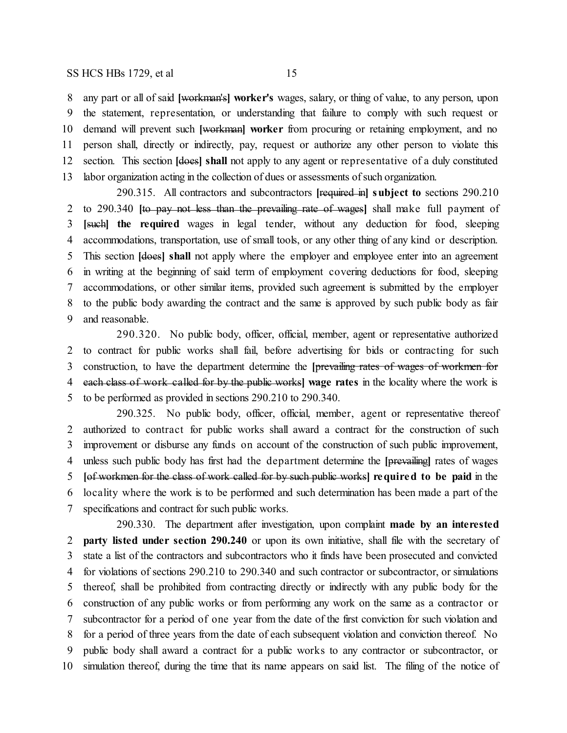any part or all of said [~~workman's~~] **worker's** wages, salary, or thing of value, to any person, upon the statement, representation, or understanding that failure to comply with such request or demand will prevent such [~~workman~~] **worker** from procuring or retaining employment, and no person shall, directly or indirectly, pay, request or authorize any other person to violate this section. This section [~~does~~] **shall** not apply to any agent or representative of a duly constituted labor organization acting in the collection of dues or assessments of such organization.

290.315. All contractors and subcontractors [~~required in~~] **subject to** sections 290.210 to 290.340 [~~to pay not less than the prevailing rate of wages~~] shall make full payment of [~~such~~] **the required** wages in legal tender, without any deduction for food, sleeping accommodations, transportation, use of small tools, or any other thing of any kind or description. This section [~~does~~] **shall** not apply where the employer and employee enter into an agreement in writing at the beginning of said term of employment covering deductions for food, sleeping accommodations, or other similar items, provided such agreement is submitted by the employer to the public body awarding the contract and the same is approved by such public body as fair and reasonable.

290.320. No public body, officer, official, member, agent or representative authorized to contract for public works shall fail, before advertising for bids or contracting for such construction, to have the department determine the [~~prevailing rates of wages of workmen for each class of work called for by the public works~~] **wage rates** in the locality where the work is to be performed as provided in sections 290.210 to 290.340.

290.325. No public body, officer, official, member, agent or representative thereof authorized to contract for public works shall award a contract for the construction of such improvement or disburse any funds on account of the construction of such public improvement, unless such public body has first had the department determine the [~~prevailing~~] rates of wages [~~of workmen for the class of work called for by such public works~~] **required to be paid** in the locality where the work is to be performed and such determination has been made a part of the specifications and contract for such public works.

290.330. The department after investigation, upon complaint **made by an interested party listed under section 290.240** or upon its own initiative, shall file with the secretary of state a list of the contractors and subcontractors who it finds have been prosecuted and convicted for violations of sections 290.210 to 290.340 and such contractor or subcontractor, or simulations thereof, shall be prohibited from contracting directly or indirectly with any public body for the construction of any public works or from performing any work on the same as a contractor or subcontractor for a period of one year from the date of the first conviction for such violation and for a period of three years from the date of each subsequent violation and conviction thereof. No public body shall award a contract for a public works to any contractor or subcontractor, or simulation thereof, during the time that its name appears on said list. The filing of the notice of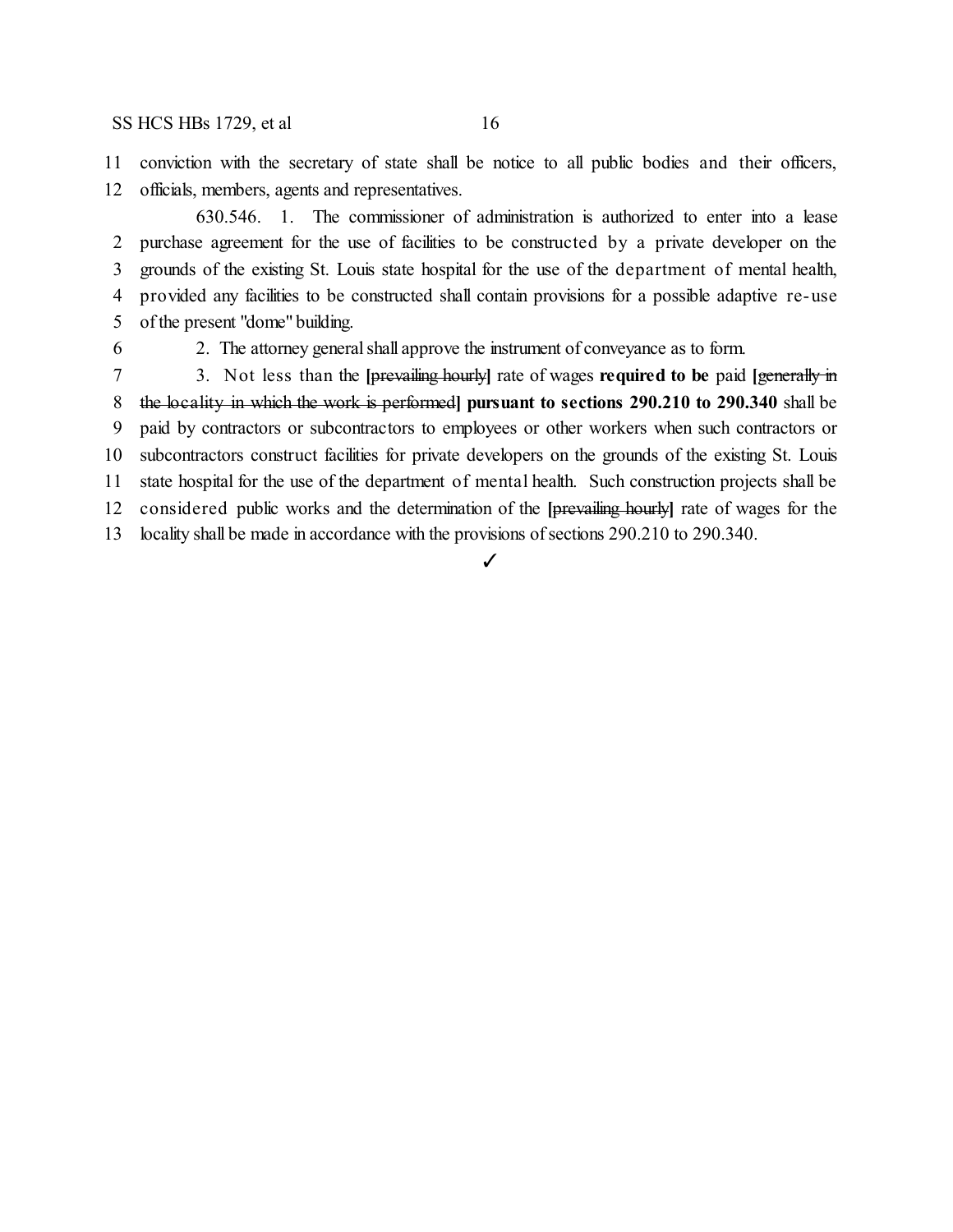11 conviction with the secretary of state shall be notice to all public bodies and their officers,
12 officials, members, agents and representatives.

630.546. 1. The commissioner of administration is authorized to enter into a lease
2 purchase agreement for the use of facilities to be constructed by a private developer on the
3 grounds of the existing St. Louis state hospital for the use of the department of mental health,
4 provided any facilities to be constructed shall contain provisions for a possible adaptive re-use
5 of the present "dome" building.

6 2. The attorney general shall approve the instrument of conveyance as to form.

7 3. Not less than the [~~prevailing hourly~~] rate of wages **required to be** paid [~~generally in~~
8 ~~the locality in which the work is performed~~] **pursuant to sections 290.210 to 290.340** shall be
9 paid by contractors or subcontractors to employees or other workers when such contractors or
10 subcontractors construct facilities for private developers on the grounds of the existing St. Louis
11 state hospital for the use of the department of mental health. Such construction projects shall be
12 considered public works and the determination of the [~~prevailing hourly~~] rate of wages for the
13 locality shall be made in accordance with the provisions of sections 290.210 to 290.340.

✓